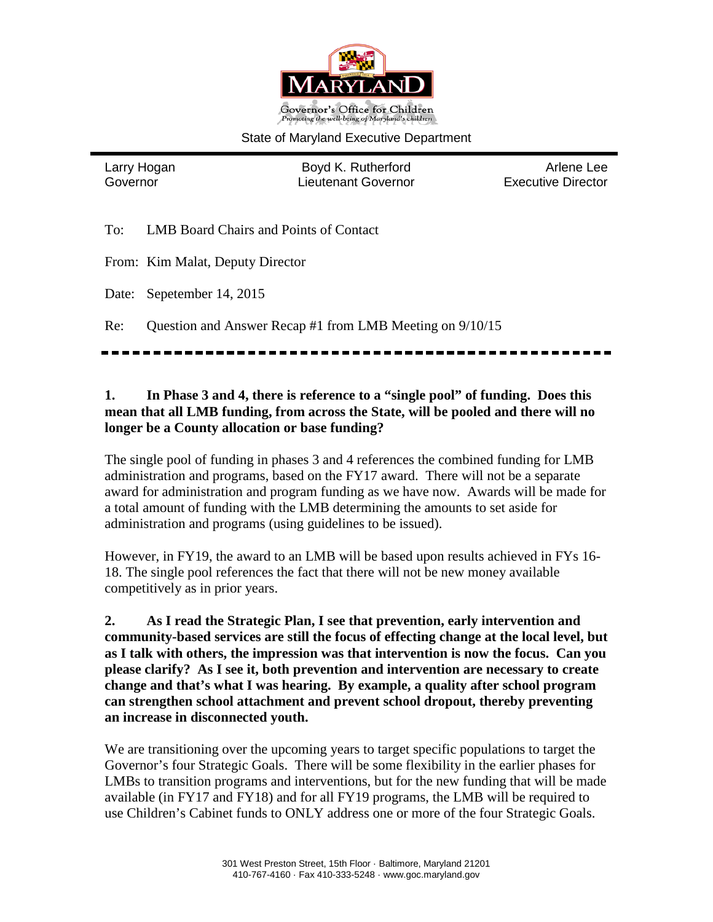Governor's Office for Children

*Promoting the well-being of Maryland's children*

State of Maryland Executive Department

| Larry Hogan | Boyd K. Rutherford | Arlene Lee |
|---|---|---|
| Governor | Lieutenant Governor | Executive Director |

To: LMB Board Chairs and Points of Contact

From: Kim Malat, Deputy Director

Date: Sepetember 14, 2015

Re: Question and Answer Recap #1 from LMB Meeting on 9/10/15

**1. In Phase 3 and 4, there is reference to a "single pool" of funding. Does this mean that all LMB funding, from across the State, will be pooled and there will no longer be a County allocation or base funding?**

The single pool of funding in phases 3 and 4 references the combined funding for LMB administration and programs, based on the FY17 award. There will not be a separate award for administration and program funding as we have now. Awards will be made for a total amount of funding with the LMB determining the amounts to set aside for administration and programs (using guidelines to be issued).

However, in FY19, the award to an LMB will be based upon results achieved in FYs 16-18. The single pool references the fact that there will not be new money available competitively as in prior years.

**2. As I read the Strategic Plan, I see that prevention, early intervention and community-based services are still the focus of effecting change at the local level, but as I talk with others, the impression was that intervention is now the focus. Can you please clarify? As I see it, both prevention and intervention are necessary to create change and that's what I was hearing. By example, a quality after school program can strengthen school attachment and prevent school dropout, thereby preventing an increase in disconnected youth.**

We are transitioning over the upcoming years to target specific populations to target the Governor's four Strategic Goals. There will be some flexibility in the earlier phases for LMBs to transition programs and interventions, but for the new funding that will be made available (in FY17 and FY18) and for all FY19 programs, the LMB will be required to use Children's Cabinet funds to ONLY address one or more of the four Strategic Goals.

301 West Preston Street, 15th Floor · Baltimore, Maryland 21201
410-767-4160 · Fax 410-333-5248 · www.goc.maryland.gov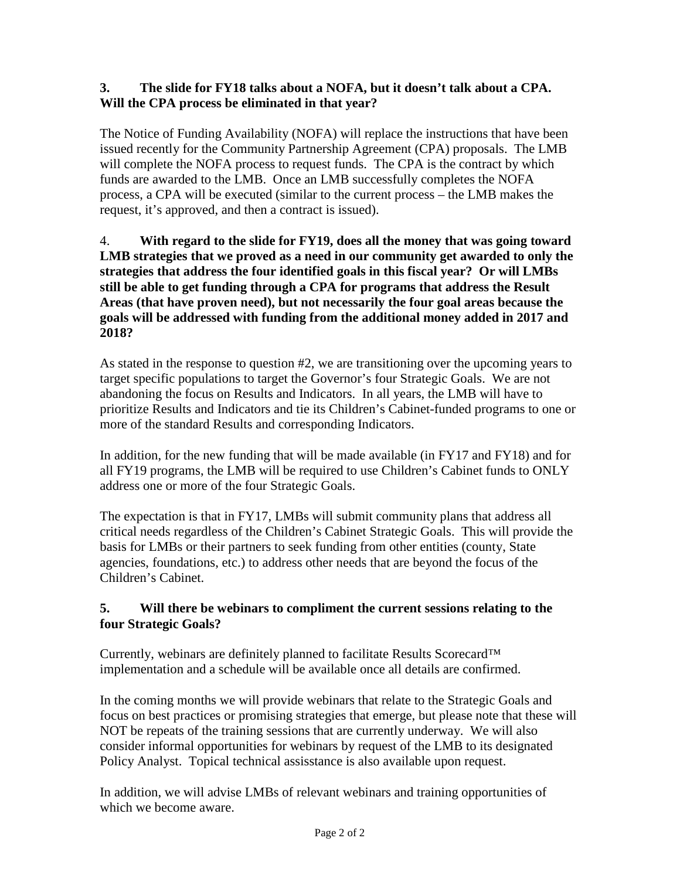**3. The slide for FY18 talks about a NOFA, but it doesn't talk about a CPA. Will the CPA process be eliminated in that year?**

The Notice of Funding Availability (NOFA) will replace the instructions that have been issued recently for the Community Partnership Agreement (CPA) proposals. The LMB will complete the NOFA process to request funds. The CPA is the contract by which funds are awarded to the LMB. Once an LMB successfully completes the NOFA process, a CPA will be executed (similar to the current process – the LMB makes the request, it's approved, and then a contract is issued).

4. **With regard to the slide for FY19, does all the money that was going toward LMB strategies that we proved as a need in our community get awarded to only the strategies that address the four identified goals in this fiscal year? Or will LMBs still be able to get funding through a CPA for programs that address the Result Areas (that have proven need), but not necessarily the four goal areas because the goals will be addressed with funding from the additional money added in 2017 and 2018?**

As stated in the response to question #2, we are transitioning over the upcoming years to target specific populations to target the Governor's four Strategic Goals. We are not abandoning the focus on Results and Indicators. In all years, the LMB will have to prioritize Results and Indicators and tie its Children's Cabinet-funded programs to one or more of the standard Results and corresponding Indicators.

In addition, for the new funding that will be made available (in FY17 and FY18) and for all FY19 programs, the LMB will be required to use Children's Cabinet funds to ONLY address one or more of the four Strategic Goals.

The expectation is that in FY17, LMBs will submit community plans that address all critical needs regardless of the Children's Cabinet Strategic Goals. This will provide the basis for LMBs or their partners to seek funding from other entities (county, State agencies, foundations, etc.) to address other needs that are beyond the focus of the Children's Cabinet.

**5. Will there be webinars to compliment the current sessions relating to the four Strategic Goals?**

Currently, webinars are definitely planned to facilitate Results Scorecard™ implementation and a schedule will be available once all details are confirmed.

In the coming months we will provide webinars that relate to the Strategic Goals and focus on best practices or promising strategies that emerge, but please note that these will NOT be repeats of the training sessions that are currently underway. We will also consider informal opportunities for webinars by request of the LMB to its designated Policy Analyst. Topical technical assisstance is also available upon request.

In addition, we will advise LMBs of relevant webinars and training opportunities of which we become aware.